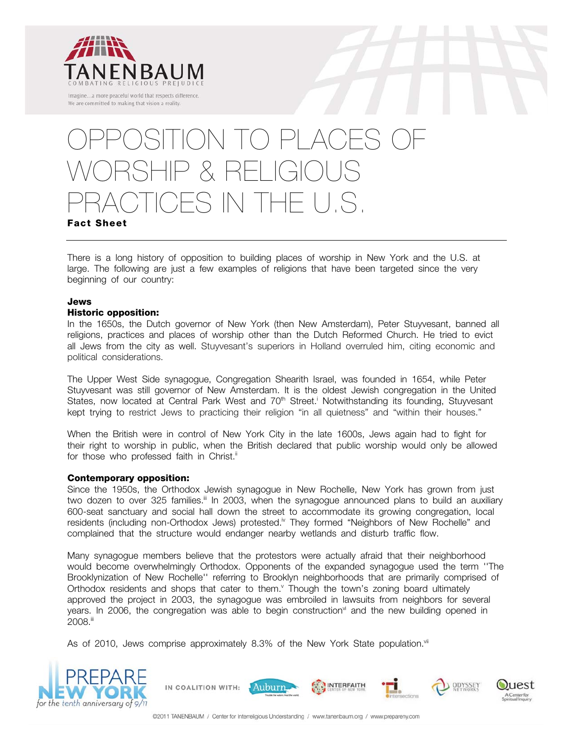TANENBAUM

COMBATING RELIGIOUS PREJUDICE

Imagine...a more peaceful world that respects difference.
We are committed to making that vision a reality.

# OPPOSITION TO PLACES OF WORSHIP & RELIGIOUS PRACTICES IN THE U.S.

**Fact Sheet**

There is a long history of opposition to building places of worship in New York and the U.S. at large. The following are just a few examples of religions that have been targeted since the very beginning of our country:

## Jews

### Historic opposition:

In the 1650s, the Dutch governor of New York (then New Amsterdam), Peter Stuyvesant, banned all religions, practices and places of worship other than the Dutch Reformed Church. He tried to evict all Jews from the city as well. Stuyvesant's superiors in Holland overruled him, citing economic and political considerations.

The Upper West Side synagogue, Congregation Shearith Israel, was founded in 1654, while Peter Stuyvesant was still governor of New Amsterdam. It is the oldest Jewish congregation in the United States, now located at Central Park West and 70th Street.[i] Notwithstanding its founding, Stuyvesant kept trying to restrict Jews to practicing their religion "in all quietness" and "within their houses."

When the British were in control of New York City in the late 1600s, Jews again had to fight for their right to worship in public, when the British declared that public worship would only be allowed for those who professed faith in Christ.[ii]

### Contemporary opposition:

Since the 1950s, the Orthodox Jewish synagogue in New Rochelle, New York has grown from just two dozen to over 325 families.[iii] In 2003, when the synagogue announced plans to build an auxiliary 600-seat sanctuary and social hall down the street to accommodate its growing congregation, local residents (including non-Orthodox Jews) protested.[iv] They formed "Neighbors of New Rochelle" and complained that the structure would endanger nearby wetlands and disturb traffic flow.

Many synagogue members believe that the protestors were actually afraid that their neighborhood would become overwhelmingly Orthodox. Opponents of the expanded synagogue used the term ''The Brooklynization of New Rochelle'' referring to Brooklyn neighborhoods that are primarily comprised of Orthodox residents and shops that cater to them.[v] Though the town's zoning board ultimately approved the project in 2003, the synagogue was embroiled in lawsuits from neighbors for several years. In 2006, the congregation was able to begin construction[vi] and the new building opened in 2008.[iii]

As of 2010, Jews comprise approximately 8.3% of the New York State population.[vii]

PREPARE NEW YORK for the tenth anniversary of 9/11

IN COALITION WITH: Auburn, Interfaith Center of New York, Intersections, Odyssey Networks, Quest: A Center for Spiritual Inquiry

©2011 TANENBAUM / Center for Interreligious Understanding / www.tanenbaum.org / www.prepareny.com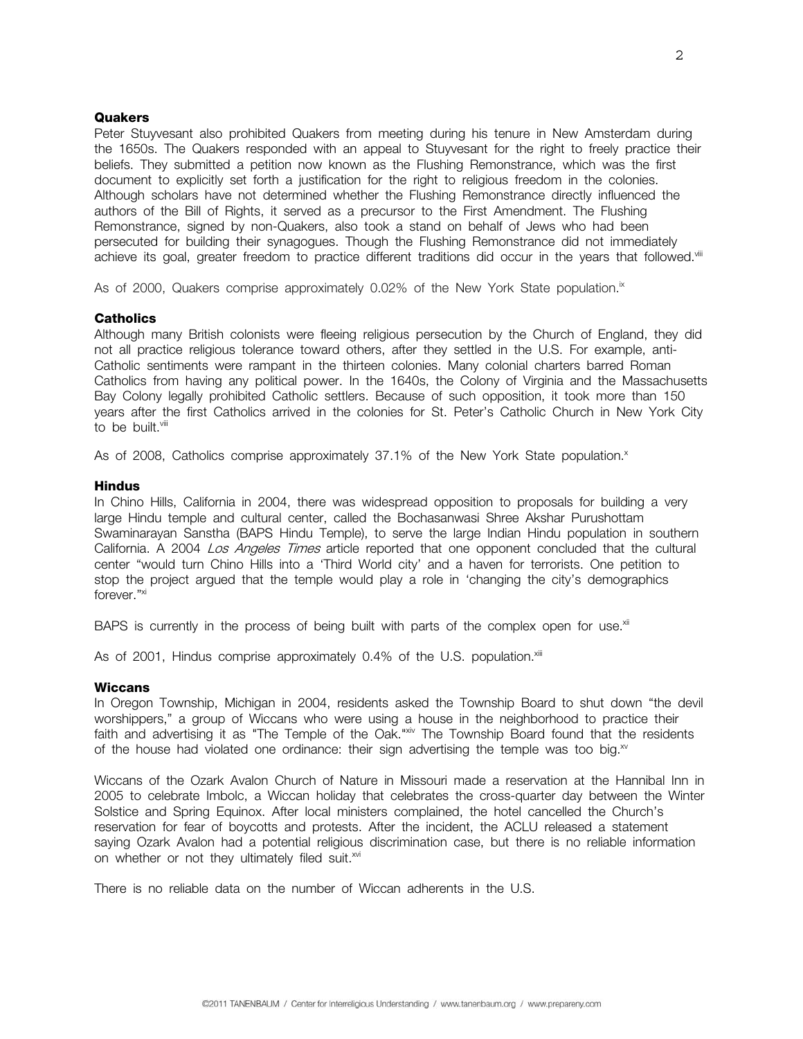### Quakers

Peter Stuyvesant also prohibited Quakers from meeting during his tenure in New Amsterdam during the 1650s. The Quakers responded with an appeal to Stuyvesant for the right to freely practice their beliefs. They submitted a petition now known as the Flushing Remonstrance, which was the first document to explicitly set forth a justification for the right to religious freedom in the colonies. Although scholars have not determined whether the Flushing Remonstrance directly influenced the authors of the Bill of Rights, it served as a precursor to the First Amendment. The Flushing Remonstrance, signed by non-Quakers, also took a stand on behalf of Jews who had been persecuted for building their synagogues. Though the Flushing Remonstrance did not immediately achieve its goal, greater freedom to practice different traditions did occur in the years that followed.[viii]

As of 2000, Quakers comprise approximately 0.02% of the New York State population.[ix]

### Catholics

Although many British colonists were fleeing religious persecution by the Church of England, they did not all practice religious tolerance toward others, after they settled in the U.S. For example, anti-Catholic sentiments were rampant in the thirteen colonies. Many colonial charters barred Roman Catholics from having any political power. In the 1640s, the Colony of Virginia and the Massachusetts Bay Colony legally prohibited Catholic settlers. Because of such opposition, it took more than 150 years after the first Catholics arrived in the colonies for St. Peter's Catholic Church in New York City to be built.[viii]

As of 2008, Catholics comprise approximately 37.1% of the New York State population.[x]

### Hindus

In Chino Hills, California in 2004, there was widespread opposition to proposals for building a very large Hindu temple and cultural center, called the Bochasanwasi Shree Akshar Purushottam Swaminarayan Sanstha (BAPS Hindu Temple), to serve the large Indian Hindu population in southern California. A 2004 *Los Angeles Times* article reported that one opponent concluded that the cultural center "would turn Chino Hills into a 'Third World city' and a haven for terrorists. One petition to stop the project argued that the temple would play a role in 'changing the city's demographics forever.'"[xi]

BAPS is currently in the process of being built with parts of the complex open for use.[xii]

As of 2001, Hindus comprise approximately 0.4% of the U.S. population.[xiii]

### Wiccans

In Oregon Township, Michigan in 2004, residents asked the Township Board to shut down "the devil worshippers," a group of Wiccans who were using a house in the neighborhood to practice their faith and advertising it as "The Temple of the Oak."[xiv] The Township Board found that the residents of the house had violated one ordinance: their sign advertising the temple was too big.[xv]

Wiccans of the Ozark Avalon Church of Nature in Missouri made a reservation at the Hannibal Inn in 2005 to celebrate Imbolc, a Wiccan holiday that celebrates the cross-quarter day between the Winter Solstice and Spring Equinox. After local ministers complained, the hotel cancelled the Church's reservation for fear of boycotts and protests. After the incident, the ACLU released a statement saying Ozark Avalon had a potential religious discrimination case, but there is no reliable information on whether or not they ultimately filed suit.[xvi]

There is no reliable data on the number of Wiccan adherents in the U.S.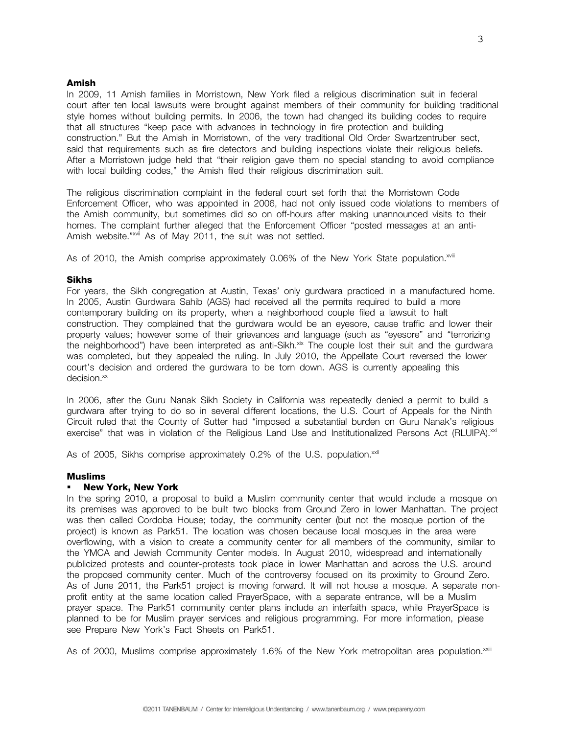### Amish

In 2009, 11 Amish families in Morristown, New York filed a religious discrimination suit in federal court after ten local lawsuits were brought against members of their community for building traditional style homes without building permits. In 2006, the town had changed its building codes to require that all structures "keep pace with advances in technology in fire protection and building construction." But the Amish in Morristown, of the very traditional Old Order Swartzentruber sect, said that requirements such as fire detectors and building inspections violate their religious beliefs. After a Morristown judge held that "their religion gave them no special standing to avoid compliance with local building codes," the Amish filed their religious discrimination suit.

The religious discrimination complaint in the federal court set forth that the Morristown Code Enforcement Officer, who was appointed in 2006, had not only issued code violations to members of the Amish community, but sometimes did so on off-hours after making unannounced visits to their homes. The complaint further alleged that the Enforcement Officer "posted messages at an anti-Amish website."[xvii] As of May 2011, the suit was not settled.

As of 2010, the Amish comprise approximately 0.06% of the New York State population.[xviii]

### Sikhs

For years, the Sikh congregation at Austin, Texas' only gurdwara practiced in a manufactured home. In 2005, Austin Gurdwara Sahib (AGS) had received all the permits required to build a more contemporary building on its property, when a neighborhood couple filed a lawsuit to halt construction. They complained that the gurdwara would be an eyesore, cause traffic and lower their property values; however some of their grievances and language (such as "eyesore" and "terrorizing the neighborhood") have been interpreted as anti-Sikh.[xix] The couple lost their suit and the gurdwara was completed, but they appealed the ruling. In July 2010, the Appellate Court reversed the lower court's decision and ordered the gurdwara to be torn down. AGS is currently appealing this decision.[xx]

In 2006, after the Guru Nanak Sikh Society in California was repeatedly denied a permit to build a gurdwara after trying to do so in several different locations, the U.S. Court of Appeals for the Ninth Circuit ruled that the County of Sutter had "imposed a substantial burden on Guru Nanak's religious exercise" that was in violation of the Religious Land Use and Institutionalized Persons Act (RLUIPA).[xxi]

As of 2005, Sikhs comprise approximately 0.2% of the U.S. population.[xxii]

### Muslims

- **New York, New York**

In the spring 2010, a proposal to build a Muslim community center that would include a mosque on its premises was approved to be built two blocks from Ground Zero in lower Manhattan. The project was then called Cordoba House; today, the community center (but not the mosque portion of the project) is known as Park51. The location was chosen because local mosques in the area were overflowing, with a vision to create a community center for all members of the community, similar to the YMCA and Jewish Community Center models. In August 2010, widespread and internationally publicized protests and counter-protests took place in lower Manhattan and across the U.S. around the proposed community center. Much of the controversy focused on its proximity to Ground Zero. As of June 2011, the Park51 project is moving forward. It will not house a mosque. A separate non-profit entity at the same location called PrayerSpace, with a separate entrance, will be a Muslim prayer space. The Park51 community center plans include an interfaith space, while PrayerSpace is planned to be for Muslim prayer services and religious programming. For more information, please see Prepare New York's Fact Sheets on Park51.

As of 2000, Muslims comprise approximately 1.6% of the New York metropolitan area population.[xxiii]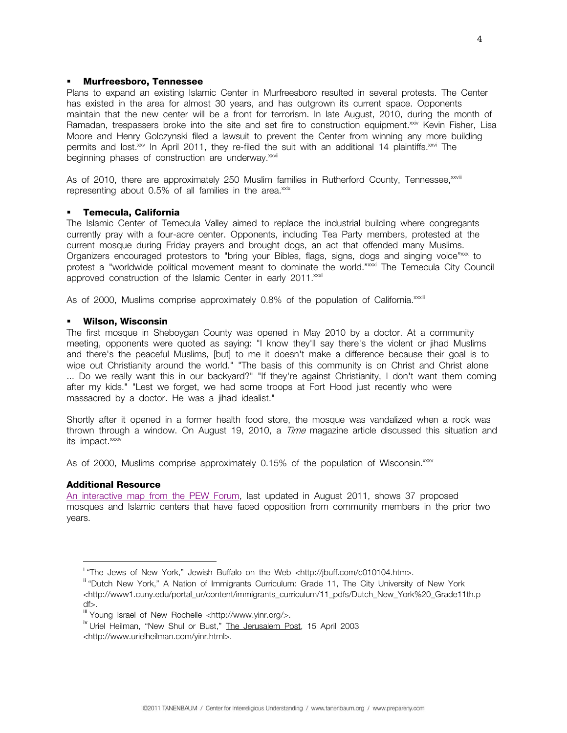- **Murfreesboro, Tennessee**

Plans to expand an existing Islamic Center in Murfreesboro resulted in several protests. The Center has existed in the area for almost 30 years, and has outgrown its current space. Opponents maintain that the new center will be a front for terrorism. In late August, 2010, during the month of Ramadan, trespassers broke into the site and set fire to construction equipment.[xxiv] Kevin Fisher, Lisa Moore and Henry Golczynski filed a lawsuit to prevent the Center from winning any more building permits and lost.[xxv] In April 2011, they re-filed the suit with an additional 14 plaintiffs.[xxvi] The beginning phases of construction are underway.[xxvii]

As of 2010, there are approximately 250 Muslim families in Rutherford County, Tennessee,[xxviii] representing about 0.5% of all families in the area.[xxix]

- **Temecula, California**

The Islamic Center of Temecula Valley aimed to replace the industrial building where congregants currently pray with a four-acre center. Opponents, including Tea Party members, protested at the current mosque during Friday prayers and brought dogs, an act that offended many Muslims. Organizers encouraged protestors to "bring your Bibles, flags, signs, dogs and singing voice"[xxx] to protest a "worldwide political movement meant to dominate the world."[xxxi] The Temecula City Council approved construction of the Islamic Center in early 2011.[xxxii]

As of 2000, Muslims comprise approximately 0.8% of the population of California.[xxxiii]

- **Wilson, Wisconsin**

The first mosque in Sheboygan County was opened in May 2010 by a doctor. At a community meeting, opponents were quoted as saying: "I know they'll say there's the violent or jihad Muslims and there's the peaceful Muslims, [but] to me it doesn't make a difference because their goal is to wipe out Christianity around the world." "The basis of this community is on Christ and Christ alone ... Do we really want this in our backyard?" "If they're against Christianity, I don't want them coming after my kids." "Lest we forget, we had some troops at Fort Hood just recently who were massacred by a doctor. He was a jihad idealist."

Shortly after it opened in a former health food store, the mosque was vandalized when a rock was thrown through a window. On August 19, 2010, a *Time* magazine article discussed this situation and its impact.[xxxiv]

As of 2000, Muslims comprise approximately 0.15% of the population of Wisconsin.[xxxv]

**Additional Resource**

An interactive map from the PEW Forum, last updated in August 2011, shows 37 proposed mosques and Islamic centers that have faced opposition from community members in the prior two years.

---

[i] "The Jews of New York," Jewish Buffalo on the Web <http://jbuff.com/c010104.htm>.

[ii] "Dutch New York," A Nation of Immigrants Curriculum: Grade 11, The City University of New York <http://www1.cuny.edu/portal_ur/content/immigrants_curriculum/11_pdfs/Dutch_New_York%20_Grade11th.pdf>.

[iii] Young Israel of New Rochelle <http://www.yinr.org/>.

[iv] Uriel Heilman, "New Shul or Bust," The Jerusalem Post, 15 April 2003 <http://www.urielheilman.com/yinr.html>.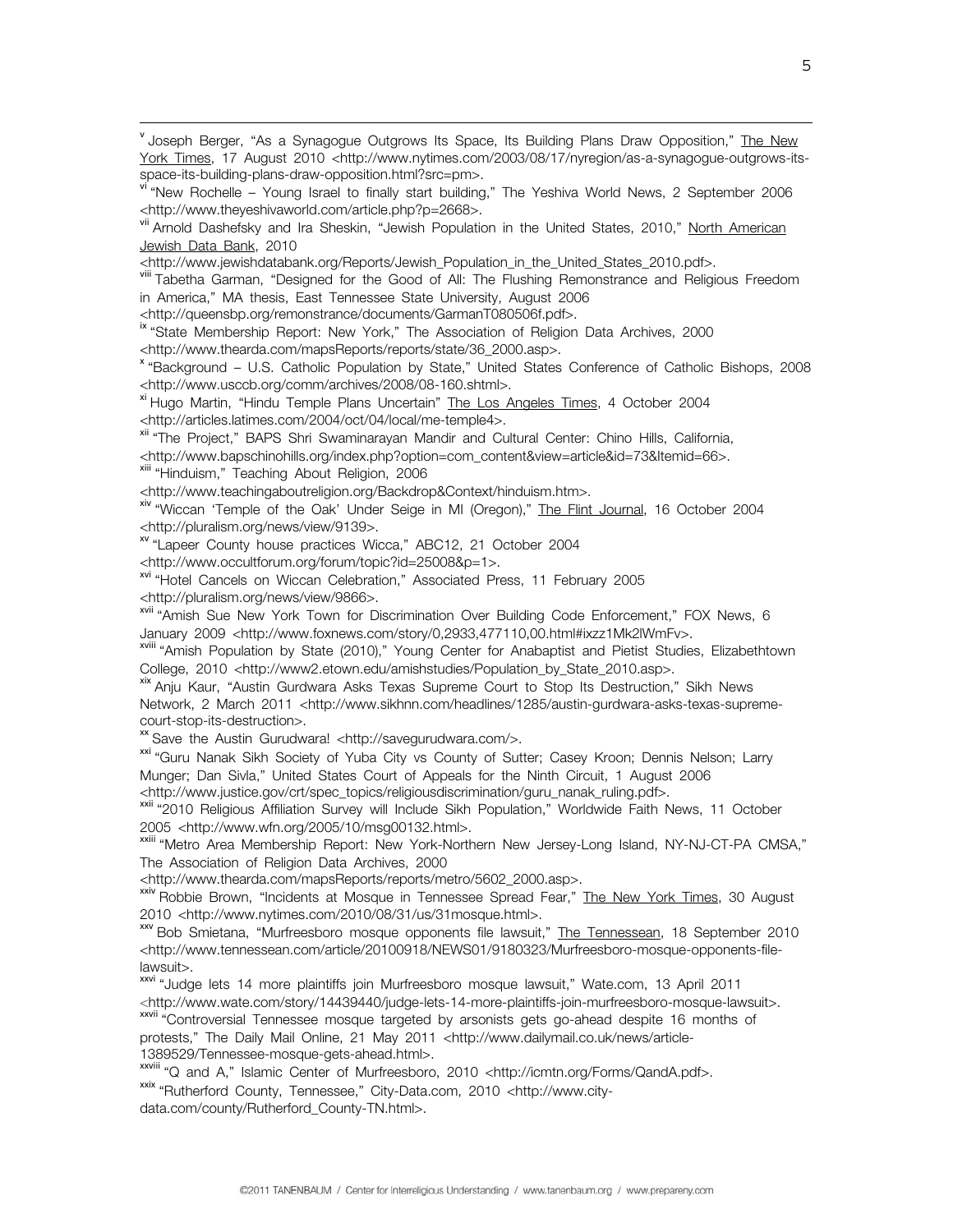[v] Joseph Berger, "As a Synagogue Outgrows Its Space, Its Building Plans Draw Opposition," The New York Times, 17 August 2010 <http://www.nytimes.com/2003/08/17/nyregion/as-a-synagogue-outgrows-its-space-its-building-plans-draw-opposition.html?src=pm>.

[vi] "New Rochelle – Young Israel to finally start building," The Yeshiva World News, 2 September 2006 <http://www.theyeshivaworld.com/article.php?p=2668>.

[vii] Arnold Dashefsky and Ira Sheskin, "Jewish Population in the United States, 2010," North American Jewish Data Bank, 2010 <http://www.jewishdatabank.org/Reports/Jewish_Population_in_the_United_States_2010.pdf>.

[viii] Tabetha Garman, "Designed for the Good of All: The Flushing Remonstrance and Religious Freedom in America," MA thesis, East Tennessee State University, August 2006 <http://queensbp.org/remonstrance/documents/GarmanT080506f.pdf>.

[ix] "State Membership Report: New York," The Association of Religion Data Archives, 2000 <http://www.thearda.com/mapsReports/reports/state/36_2000.asp>.

[x] "Background – U.S. Catholic Population by State," United States Conference of Catholic Bishops, 2008 <http://www.usccb.org/comm/archives/2008/08-160.shtml>.

[xi] Hugo Martin, "Hindu Temple Plans Uncertain" The Los Angeles Times, 4 October 2004 <http://articles.latimes.com/2004/oct/04/local/me-temple4>.

[xii] "The Project," BAPS Shri Swaminarayan Mandir and Cultural Center: Chino Hills, California, <http://www.bapschinohills.org/index.php?option=com_content&view=article&id=73&Itemid=66>.

[xiii] "Hinduism," Teaching About Religion, 2006 <http://www.teachingaboutreligion.org/Backdrop&Context/hinduism.htm>.

[xiv] "Wiccan 'Temple of the Oak' Under Seige in MI (Oregon)," The Flint Journal, 16 October 2004 <http://pluralism.org/news/view/9139>.

[xv] "Lapeer County house practices Wicca," ABC12, 21 October 2004 <http://www.occultforum.org/forum/topic?id=25008&p=1>.

[xvi] "Hotel Cancels on Wiccan Celebration," Associated Press, 11 February 2005 <http://pluralism.org/news/view/9866>.

[xvii] "Amish Sue New York Town for Discrimination Over Building Code Enforcement," FOX News, 6 January 2009 <http://www.foxnews.com/story/0,2933,477110,00.html#ixzz1Mk2lWmFv>.

[xviii] "Amish Population by State (2010)," Young Center for Anabaptist and Pietist Studies, Elizabethtown College, 2010 <http://www2.etown.edu/amishstudies/Population_by_State_2010.asp>.

[xix] Anju Kaur, "Austin Gurdwara Asks Texas Supreme Court to Stop Its Destruction," Sikh News Network, 2 March 2011 <http://www.sikhnn.com/headlines/1285/austin-gurdwara-asks-texas-supreme-court-stop-its-destruction>.

[xx] Save the Austin Gurudwara! <http://savegurudwara.com/>.

[xxi] "Guru Nanak Sikh Society of Yuba City vs County of Sutter; Casey Kroon; Dennis Nelson; Larry Munger; Dan Sivla," United States Court of Appeals for the Ninth Circuit, 1 August 2006 <http://www.justice.gov/crt/spec_topics/religiousdiscrimination/guru_nanak_ruling.pdf>.

[xxii] "2010 Religious Affiliation Survey will Include Sikh Population," Worldwide Faith News, 11 October 2005 <http://www.wfn.org/2005/10/msg00132.html>.

[xxiii] "Metro Area Membership Report: New York-Northern New Jersey-Long Island, NY-NJ-CT-PA CMSA," The Association of Religion Data Archives, 2000 <http://www.thearda.com/mapsReports/reports/metro/5602_2000.asp>.

[xxiv] Robbie Brown, "Incidents at Mosque in Tennessee Spread Fear," The New York Times, 30 August 2010 <http://www.nytimes.com/2010/08/31/us/31mosque.html>.

[xxv] Bob Smietana, "Murfreesboro mosque opponents file lawsuit," The Tennessean, 18 September 2010 <http://www.tennessean.com/article/20100918/NEWS01/9180323/Murfreesboro-mosque-opponents-file-lawsuit>.

[xxvi] "Judge lets 14 more plaintiffs join Murfreesboro mosque lawsuit," Wate.com, 13 April 2011 <http://www.wate.com/story/14439440/judge-lets-14-more-plaintiffs-join-murfreesboro-mosque-lawsuit>.

[xxvii] "Controversial Tennessee mosque targeted by arsonists gets go-ahead despite 16 months of protests," The Daily Mail Online, 21 May 2011 <http://www.dailymail.co.uk/news/article-1389529/Tennessee-mosque-gets-ahead.html>.

[xxviii] "Q and A," Islamic Center of Murfreesboro, 2010 <http://icmtn.org/Forms/QandA.pdf>.

[xxix] "Rutherford County, Tennessee," City-Data.com, 2010 <http://www.city-data.com/county/Rutherford_County-TN.html>.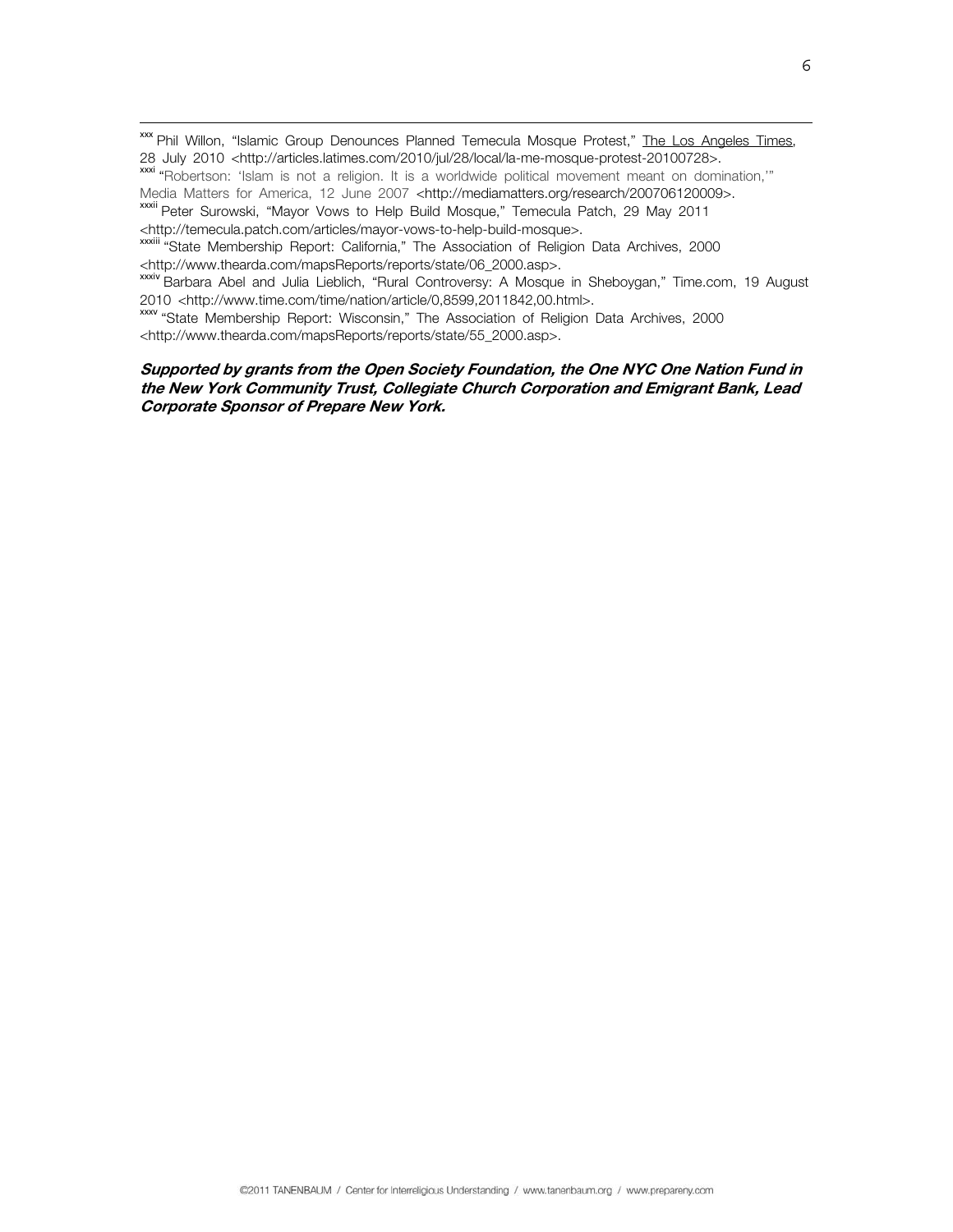[xxx] Phil Willon, "Islamic Group Denounces Planned Temecula Mosque Protest," The Los Angeles Times, 28 July 2010 <http://articles.latimes.com/2010/jul/28/local/la-me-mosque-protest-20100728>.

[xxxi] "Robertson: 'Islam is not a religion. It is a worldwide political movement meant on domination,'" Media Matters for America, 12 June 2007 <http://mediamatters.org/research/200706120009>.

[xxxii] Peter Surowski, "Mayor Vows to Help Build Mosque," Temecula Patch, 29 May 2011 <http://temecula.patch.com/articles/mayor-vows-to-help-build-mosque>.

[xxxiii] "State Membership Report: California," The Association of Religion Data Archives, 2000 <http://www.thearda.com/mapsReports/reports/state/06_2000.asp>.

[xxxiv] Barbara Abel and Julia Lieblich, "Rural Controversy: A Mosque in Sheboygan," Time.com, 19 August 2010 <http://www.time.com/time/nation/article/0,8599,2011842,00.html>.

[xxxv] "State Membership Report: Wisconsin," The Association of Religion Data Archives, 2000 <http://www.thearda.com/mapsReports/reports/state/55_2000.asp>.

***Supported by grants from the Open Society Foundation, the One NYC One Nation Fund in the New York Community Trust, Collegiate Church Corporation and Emigrant Bank, Lead Corporate Sponsor of Prepare New York.***